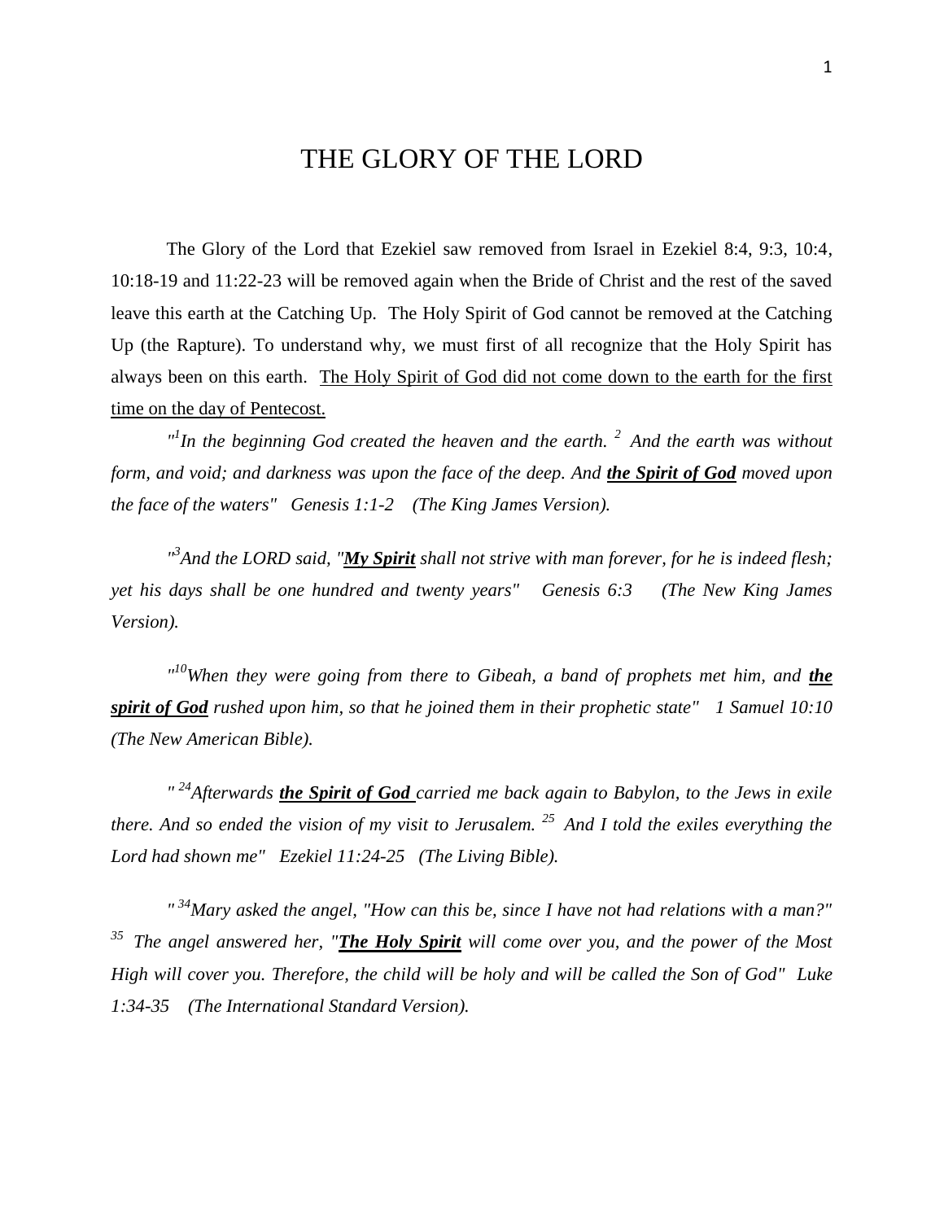# THE GLORY OF THE LORD

The Glory of the Lord that Ezekiel saw removed from Israel in Ezekiel 8:4, 9:3, 10:4, 10:18-19 and 11:22-23 will be removed again when the Bride of Christ and the rest of the saved leave this earth at the Catching Up. The Holy Spirit of God cannot be removed at the Catching Up (the Rapture). To understand why, we must first of all recognize that the Holy Spirit has always been on this earth. <u>The Holy Spirit of God did not come down to the earth for the first time on the day of Pentecost.</u>

*"[1]In the beginning God created the heaven and the earth. [2] And the earth was without form, and void; and darkness was upon the face of the deep. And **<u>the Spirit of God</u>** moved upon the face of the waters" Genesis 1:1-2 (The King James Version).*

*"[3]And the LORD said, "**<u>My Spirit</u>** shall not strive with man forever, for he is indeed flesh; yet his days shall be one hundred and twenty years" Genesis 6:3 (The New King James Version).*

*"[10]When they were going from there to Gibeah, a band of prophets met him, and **<u>the spirit of God</u>** rushed upon him, so that he joined them in their prophetic state" 1 Samuel 10:10 (The New American Bible).*

*" [24]Afterwards **<u>the Spirit of God</u>** carried me back again to Babylon, to the Jews in exile there. And so ended the vision of my visit to Jerusalem. [25] And I told the exiles everything the Lord had shown me" Ezekiel 11:24-25 (The Living Bible).*

*" [34]Mary asked the angel, "How can this be, since I have not had relations with a man?" [35] The angel answered her, "**<u>The Holy Spirit</u>** will come over you, and the power of the Most High will cover you. Therefore, the child will be holy and will be called the Son of God" Luke 1:34-35 (The International Standard Version).*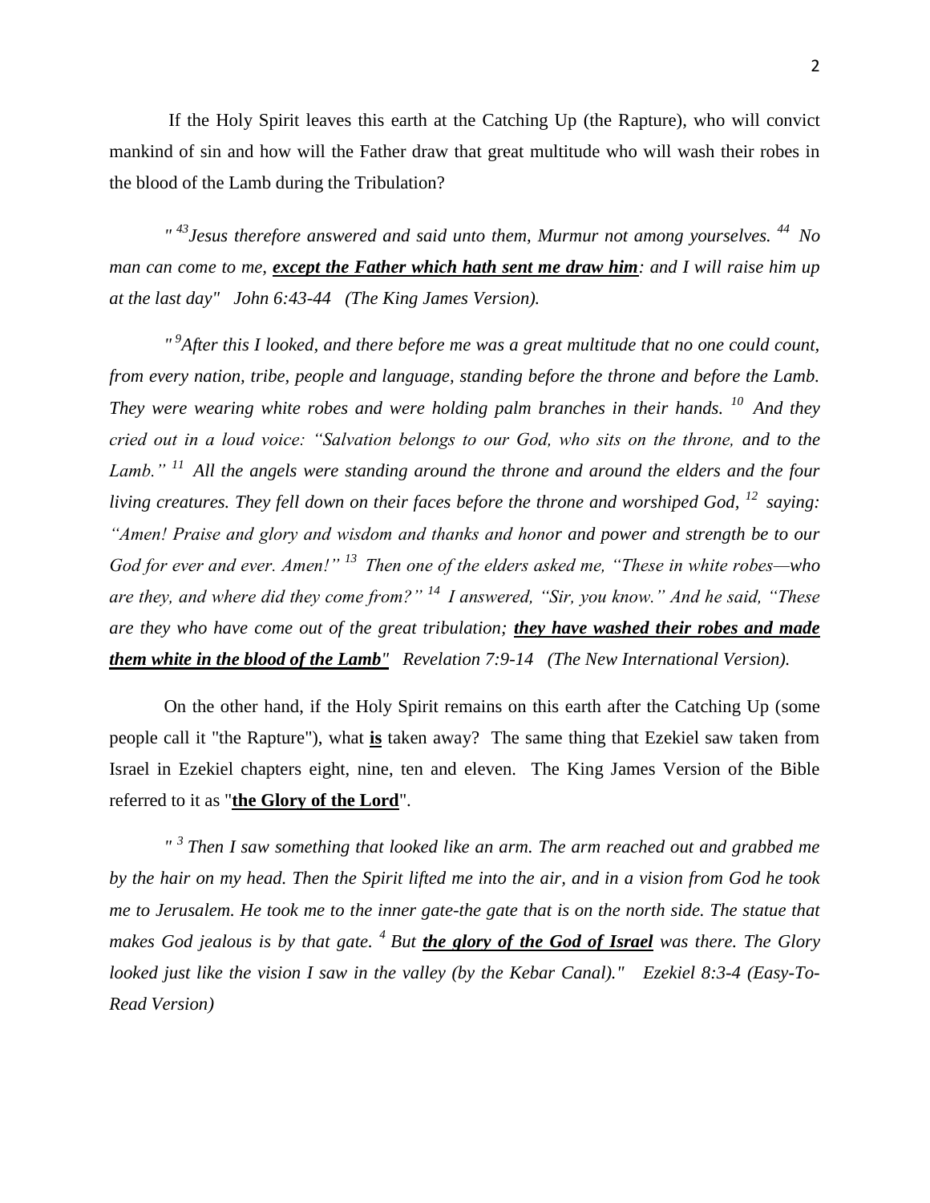If the Holy Spirit leaves this earth at the Catching Up (the Rapture), who will convict mankind of sin and how will the Father draw that great multitude who will wash their robes in the blood of the Lamb during the Tribulation?

*" [43] Jesus therefore answered and said unto them, Murmur not among yourselves. [44] No man can come to me, **except the Father which hath sent me draw him**: and I will raise him up at the last day" John 6:43-44 (The King James Version).*

*" [9] After this I looked, and there before me was a great multitude that no one could count, from every nation, tribe, people and language, standing before the throne and before the Lamb. They were wearing white robes and were holding palm branches in their hands. [10] And they cried out in a loud voice: "Salvation belongs to our God, who sits on the throne, and to the Lamb." [11] All the angels were standing around the throne and around the elders and the four living creatures. They fell down on their faces before the throne and worshiped God, [12] saying: "Amen! Praise and glory and wisdom and thanks and honor and power and strength be to our God for ever and ever. Amen!" [13] Then one of the elders asked me, "These in white robes—who are they, and where did they come from?" [14] I answered, "Sir, you know." And he said, "These are they who have come out of the great tribulation; **they have washed their robes and made them white in the blood of the Lamb**" Revelation 7:9-14 (The New International Version).*

On the other hand, if the Holy Spirit remains on this earth after the Catching Up (some people call it "the Rapture"), what **is** taken away? The same thing that Ezekiel saw taken from Israel in Ezekiel chapters eight, nine, ten and eleven. The King James Version of the Bible referred to it as "**the Glory of the Lord**".

*" [3] Then I saw something that looked like an arm. The arm reached out and grabbed me by the hair on my head. Then the Spirit lifted me into the air, and in a vision from God he took me to Jerusalem. He took me to the inner gate-the gate that is on the north side. The statue that makes God jealous is by that gate. [4] But **the glory of the God of Israel** was there. The Glory looked just like the vision I saw in the valley (by the Kebar Canal)." Ezekiel 8:3-4 (Easy-To-Read Version)*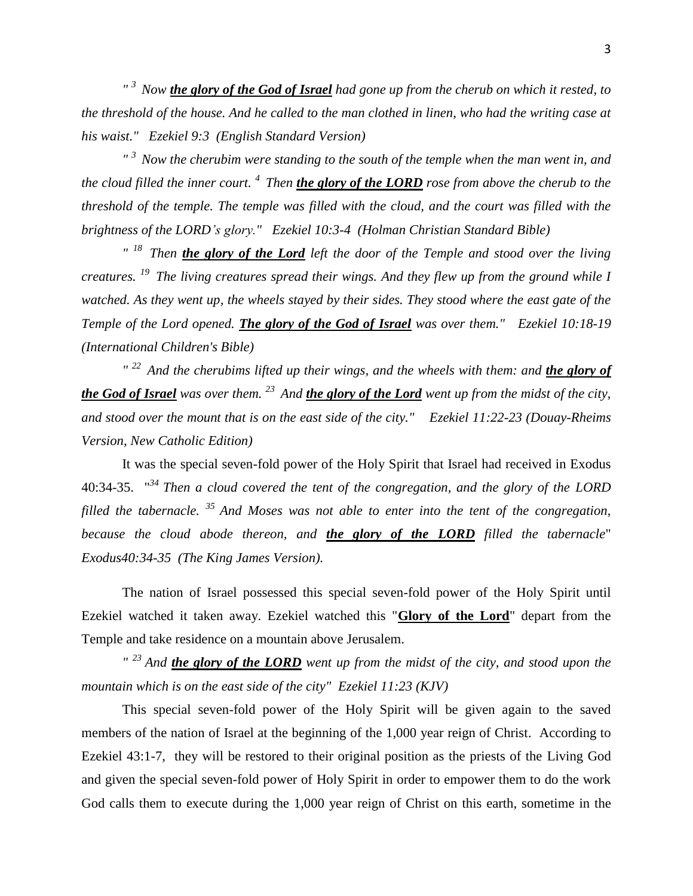*" [3] Now **the glory of the God of Israel** had gone up from the cherub on which it rested, to the threshold of the house. And he called to the man clothed in linen, who had the writing case at his waist." Ezekiel 9:3 (English Standard Version)*

*" [3] Now the cherubim were standing to the south of the temple when the man went in, and the cloud filled the inner court. [4] Then **the glory of the LORD** rose from above the cherub to the threshold of the temple. The temple was filled with the cloud, and the court was filled with the brightness of the LORD's glory." Ezekiel 10:3-4 (Holman Christian Standard Bible)*

*" [18] Then **the glory of the Lord** left the door of the Temple and stood over the living creatures. [19] The living creatures spread their wings. And they flew up from the ground while I watched. As they went up, the wheels stayed by their sides. They stood where the east gate of the Temple of the Lord opened. **The glory of the God of Israel** was over them." Ezekiel 10:18-19 (International Children's Bible)*

*" [22] And the cherubims lifted up their wings, and the wheels with them: and **the glory of the God of Israel** was over them. [23] And **the glory of the Lord** went up from the midst of the city, and stood over the mount that is on the east side of the city." Ezekiel 11:22-23 (Douay-Rheims Version, New Catholic Edition)*

It was the special seven-fold power of the Holy Spirit that Israel had received in Exodus 40:34-35. "[34] *Then a cloud covered the tent of the congregation, and the glory of the LORD filled the tabernacle. [35] And Moses was not able to enter into the tent of the congregation, because the cloud abode thereon, and **the glory of the LORD** filled the tabernacle" Exodus40:34-35 (The King James Version).*

The nation of Israel possessed this special seven-fold power of the Holy Spirit until Ezekiel watched it taken away. Ezekiel watched this "**Glory of the Lord**" depart from the Temple and take residence on a mountain above Jerusalem.

*" [23] And **the glory of the LORD** went up from the midst of the city, and stood upon the mountain which is on the east side of the city" Ezekiel 11:23 (KJV)*

This special seven-fold power of the Holy Spirit will be given again to the saved members of the nation of Israel at the beginning of the 1,000 year reign of Christ. According to Ezekiel 43:1-7, they will be restored to their original position as the priests of the Living God and given the special seven-fold power of Holy Spirit in order to empower them to do the work God calls them to execute during the 1,000 year reign of Christ on this earth, sometime in the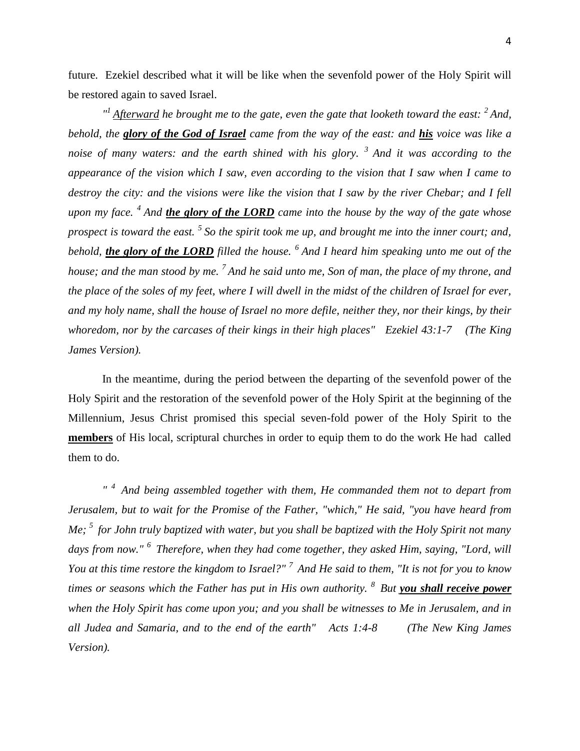future. Ezekiel described what it will be like when the sevenfold power of the Holy Spirit will be restored again to saved Israel.

*"[1] <u>Afterward</u> he brought me to the gate, even the gate that looketh toward the east: [2] And, behold, the **<u>glory of the God of Israel</u>** came from the way of the east: and **<u>his</u>** voice was like a noise of many waters: and the earth shined with his glory. [3] And it was according to the appearance of the vision which I saw, even according to the vision that I saw when I came to destroy the city: and the visions were like the vision that I saw by the river Chebar; and I fell upon my face. [4] And **<u>the glory of the LORD</u>** came into the house by the way of the gate whose prospect is toward the east. [5] So the spirit took me up, and brought me into the inner court; and, behold, **<u>the glory of the LORD</u>** filled the house. [6] And I heard him speaking unto me out of the house; and the man stood by me. [7] And he said unto me, Son of man, the place of my throne, and the place of the soles of my feet, where I will dwell in the midst of the children of Israel for ever, and my holy name, shall the house of Israel no more defile, neither they, nor their kings, by their whoredom, nor by the carcases of their kings in their high places" Ezekiel 43:1-7 (The King James Version).*

In the meantime, during the period between the departing of the sevenfold power of the Holy Spirit and the restoration of the sevenfold power of the Holy Spirit at the beginning of the Millennium, Jesus Christ promised this special seven-fold power of the Holy Spirit to the **<u>members</u>** of His local, scriptural churches in order to equip them to do the work He had called them to do.

*" [4] And being assembled together with them, He commanded them not to depart from Jerusalem, but to wait for the Promise of the Father, "which," He said, "you have heard from Me; [5] for John truly baptized with water, but you shall be baptized with the Holy Spirit not many days from now." [6] Therefore, when they had come together, they asked Him, saying, "Lord, will You at this time restore the kingdom to Israel?" [7] And He said to them, "It is not for you to know times or seasons which the Father has put in His own authority. [8] But **<u>you shall receive power</u>** when the Holy Spirit has come upon you; and you shall be witnesses to Me in Jerusalem, and in all Judea and Samaria, and to the end of the earth" Acts 1:4-8 (The New King James Version).*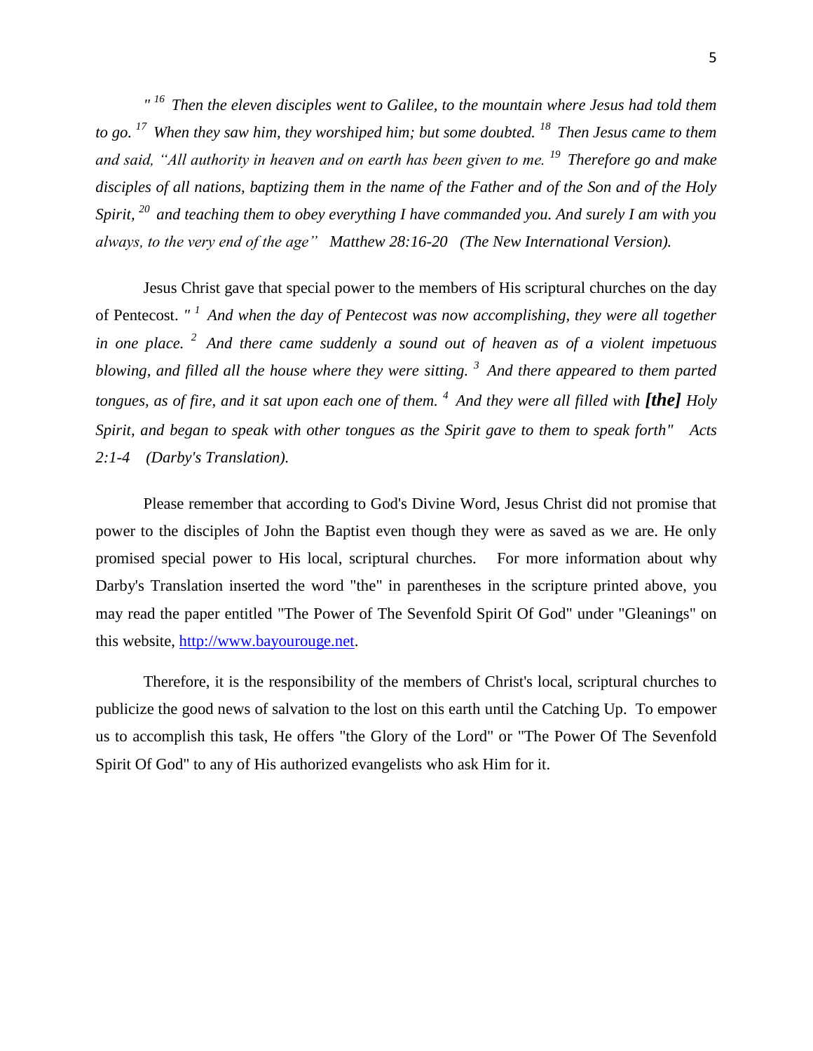*" [16] Then the eleven disciples went to Galilee, to the mountain where Jesus had told them to go. [17] When they saw him, they worshiped him; but some doubted. [18] Then Jesus came to them and said, "All authority in heaven and on earth has been given to me. [19] Therefore go and make disciples of all nations, baptizing them in the name of the Father and of the Son and of the Holy Spirit, [20] and teaching them to obey everything I have commanded you. And surely I am with you always, to the very end of the age" Matthew 28:16-20 (The New International Version).*

Jesus Christ gave that special power to the members of His scriptural churches on the day of Pentecost. *" [1] And when the day of Pentecost was now accomplishing, they were all together in one place. [2] And there came suddenly a sound out of heaven as of a violent impetuous blowing, and filled all the house where they were sitting. [3] And there appeared to them parted tongues, as of fire, and it sat upon each one of them. [4] And they were all filled with **[the]** Holy Spirit, and began to speak with other tongues as the Spirit gave to them to speak forth" Acts 2:1-4 (Darby's Translation).*

Please remember that according to God's Divine Word, Jesus Christ did not promise that power to the disciples of John the Baptist even though they were as saved as we are. He only promised special power to His local, scriptural churches. For more information about why Darby's Translation inserted the word "the" in parentheses in the scripture printed above, you may read the paper entitled "The Power of The Sevenfold Spirit Of God" under "Gleanings" on this website, [http://www.bayourouge.net](http://www.bayourouge.net).

Therefore, it is the responsibility of the members of Christ's local, scriptural churches to publicize the good news of salvation to the lost on this earth until the Catching Up. To empower us to accomplish this task, He offers "the Glory of the Lord" or "The Power Of The Sevenfold Spirit Of God" to any of His authorized evangelists who ask Him for it.